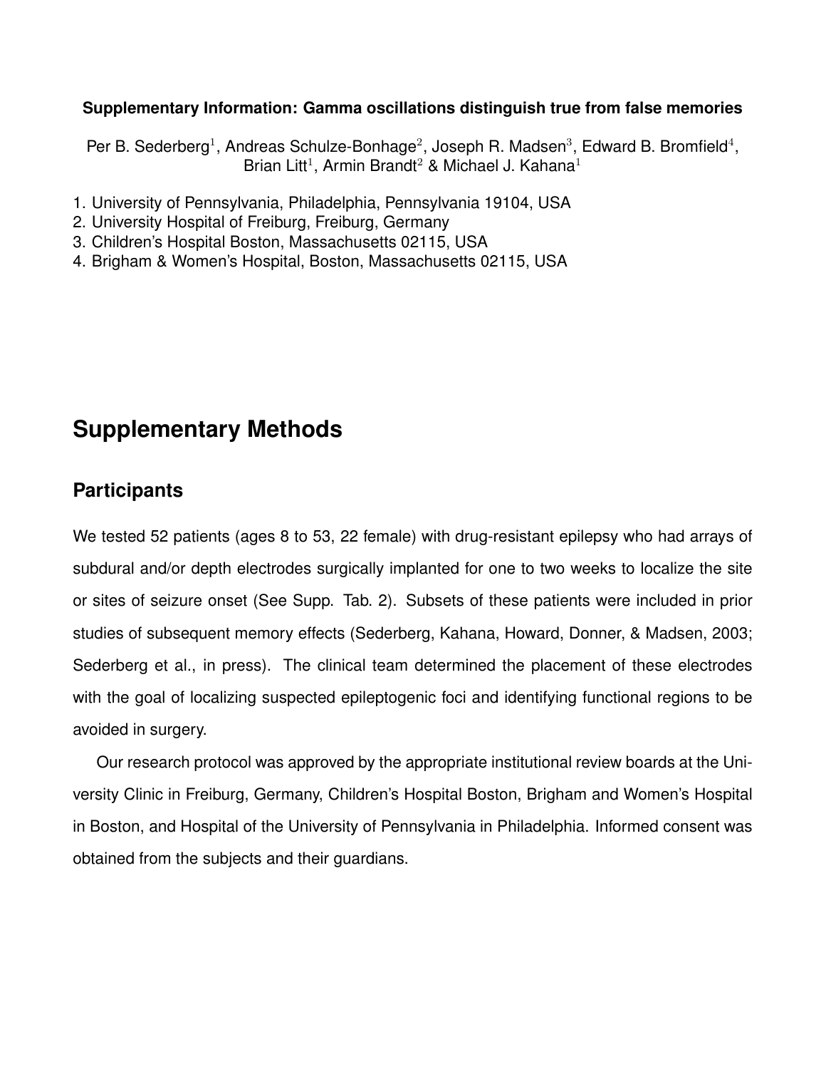**Supplementary Information: Gamma oscillations distinguish true from false memories**

Per B. Sederberg[1], Andreas Schulze-Bonhage[2], Joseph R. Madsen[3], Edward B. Bromfield[4], Brian Litt[1], Armin Brandt[2] & Michael J. Kahana[1]

1. University of Pennsylvania, Philadelphia, Pennsylvania 19104, USA
2. University Hospital of Freiburg, Freiburg, Germany
3. Children's Hospital Boston, Massachusetts 02115, USA
4. Brigham & Women's Hospital, Boston, Massachusetts 02115, USA

# Supplementary Methods

## Participants

We tested 52 patients (ages 8 to 53, 22 female) with drug-resistant epilepsy who had arrays of subdural and/or depth electrodes surgically implanted for one to two weeks to localize the site or sites of seizure onset (See Supp. Tab. 2). Subsets of these patients were included in prior studies of subsequent memory effects (Sederberg, Kahana, Howard, Donner, & Madsen, 2003; Sederberg et al., in press). The clinical team determined the placement of these electrodes with the goal of localizing suspected epileptogenic foci and identifying functional regions to be avoided in surgery.

Our research protocol was approved by the appropriate institutional review boards at the University Clinic in Freiburg, Germany, Children's Hospital Boston, Brigham and Women's Hospital in Boston, and Hospital of the University of Pennsylvania in Philadelphia. Informed consent was obtained from the subjects and their guardians.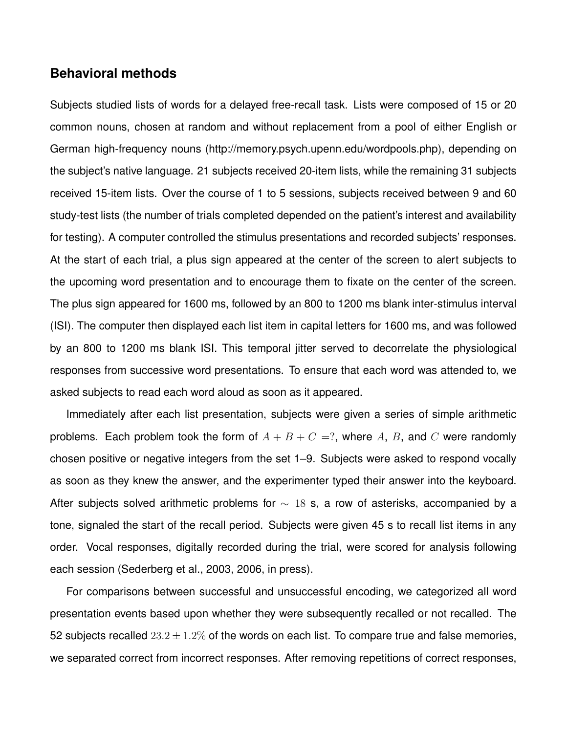## Behavioral methods

Subjects studied lists of words for a delayed free-recall task. Lists were composed of 15 or 20 common nouns, chosen at random and without replacement from a pool of either English or German high-frequency nouns (http://memory.psych.upenn.edu/wordpools.php), depending on the subject's native language. 21 subjects received 20-item lists, while the remaining 31 subjects received 15-item lists. Over the course of 1 to 5 sessions, subjects received between 9 and 60 study-test lists (the number of trials completed depended on the patient's interest and availability for testing). A computer controlled the stimulus presentations and recorded subjects' responses. At the start of each trial, a plus sign appeared at the center of the screen to alert subjects to the upcoming word presentation and to encourage them to fixate on the center of the screen. The plus sign appeared for 1600 ms, followed by an 800 to 1200 ms blank inter-stimulus interval (ISI). The computer then displayed each list item in capital letters for 1600 ms, and was followed by an 800 to 1200 ms blank ISI. This temporal jitter served to decorrelate the physiological responses from successive word presentations. To ensure that each word was attended to, we asked subjects to read each word aloud as soon as it appeared.

Immediately after each list presentation, subjects were given a series of simple arithmetic problems. Each problem took the form of $A + B + C = ?$, where $A$, $B$, and $C$ were randomly chosen positive or negative integers from the set 1–9. Subjects were asked to respond vocally as soon as they knew the answer, and the experimenter typed their answer into the keyboard. After subjects solved arithmetic problems for $\sim 18$ s, a row of asterisks, accompanied by a tone, signaled the start of the recall period. Subjects were given 45 s to recall list items in any order. Vocal responses, digitally recorded during the trial, were scored for analysis following each session (Sederberg et al., 2003, 2006, in press).

For comparisons between successful and unsuccessful encoding, we categorized all word presentation events based upon whether they were subsequently recalled or not recalled. The 52 subjects recalled $23.2 \pm 1.2\%$ of the words on each list. To compare true and false memories, we separated correct from incorrect responses. After removing repetitions of correct responses,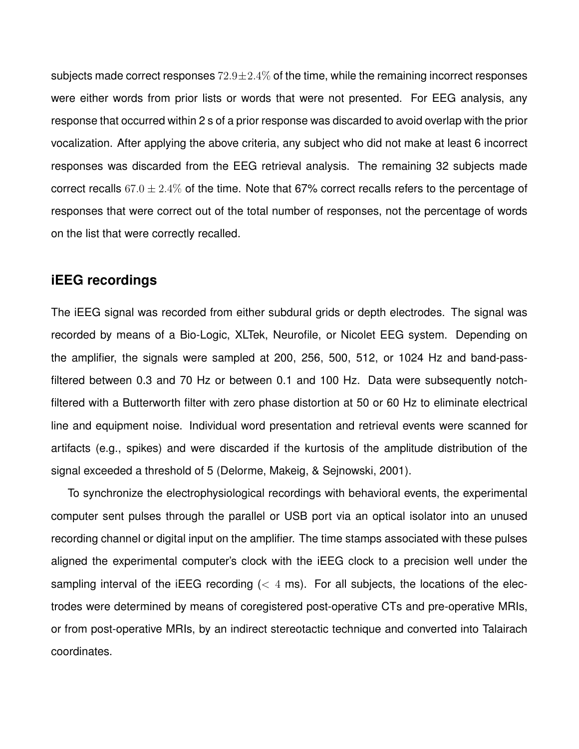subjects made correct responses $72.9 \pm 2.4\%$ of the time, while the remaining incorrect responses were either words from prior lists or words that were not presented. For EEG analysis, any response that occurred within 2 s of a prior response was discarded to avoid overlap with the prior vocalization. After applying the above criteria, any subject who did not make at least 6 incorrect responses was discarded from the EEG retrieval analysis. The remaining 32 subjects made correct recalls $67.0 \pm 2.4\%$ of the time. Note that 67% correct recalls refers to the percentage of responses that were correct out of the total number of responses, not the percentage of words on the list that were correctly recalled.

## iEEG recordings

The iEEG signal was recorded from either subdural grids or depth electrodes. The signal was recorded by means of a Bio-Logic, XLTek, Neurofile, or Nicolet EEG system. Depending on the amplifier, the signals were sampled at 200, 256, 500, 512, or 1024 Hz and band-pass-filtered between 0.3 and 70 Hz or between 0.1 and 100 Hz. Data were subsequently notch-filtered with a Butterworth filter with zero phase distortion at 50 or 60 Hz to eliminate electrical line and equipment noise. Individual word presentation and retrieval events were scanned for artifacts (e.g., spikes) and were discarded if the kurtosis of the amplitude distribution of the signal exceeded a threshold of 5 (Delorme, Makeig, & Sejnowski, 2001).

To synchronize the electrophysiological recordings with behavioral events, the experimental computer sent pulses through the parallel or USB port via an optical isolator into an unused recording channel or digital input on the amplifier. The time stamps associated with these pulses aligned the experimental computer's clock with the iEEG clock to a precision well under the sampling interval of the iEEG recording ($< 4$ ms). For all subjects, the locations of the electrodes were determined by means of coregistered post-operative CTs and pre-operative MRIs, or from post-operative MRIs, by an indirect stereotactic technique and converted into Talairach coordinates.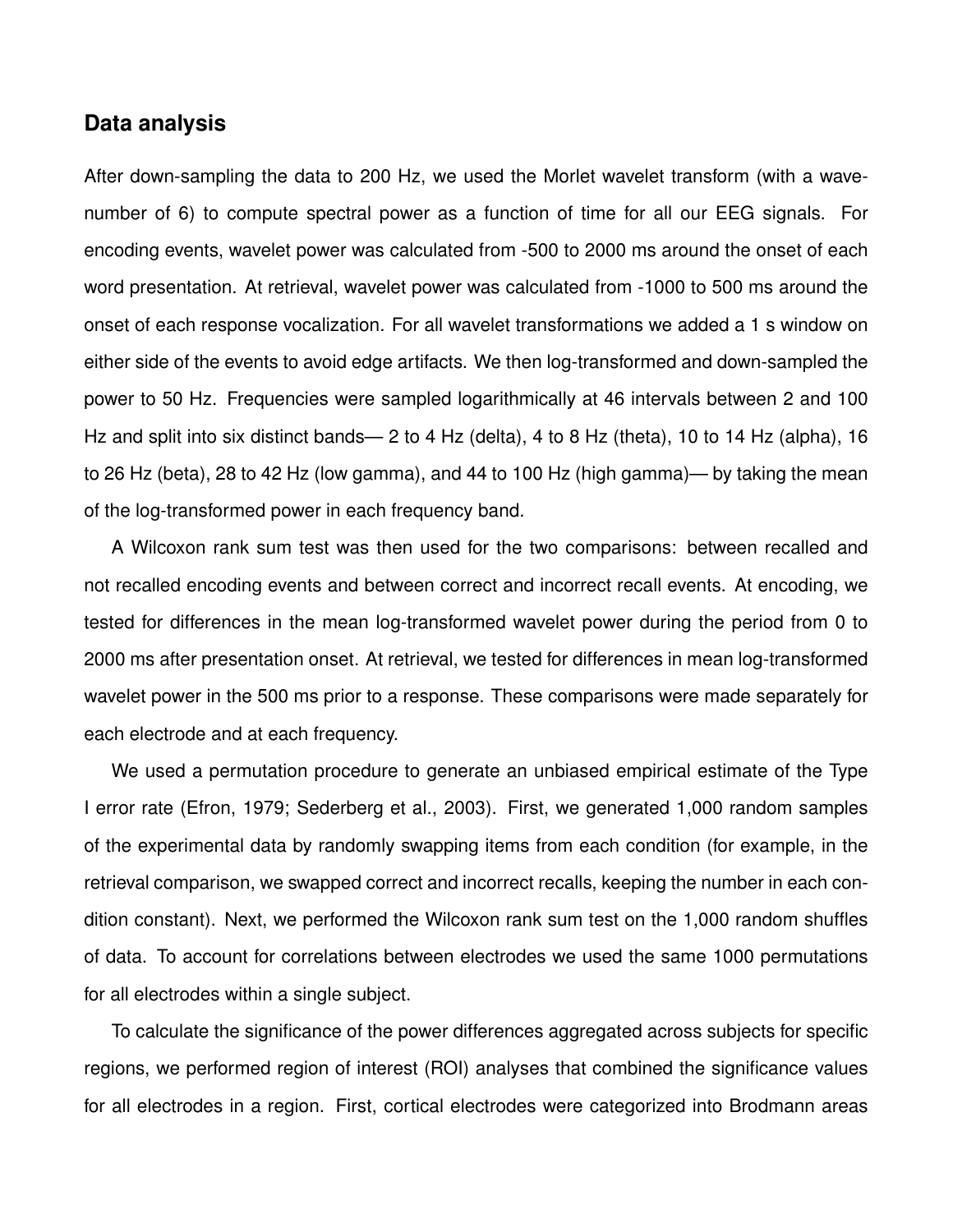## Data analysis

After down-sampling the data to 200 Hz, we used the Morlet wavelet transform (with a wave-number of 6) to compute spectral power as a function of time for all our EEG signals. For encoding events, wavelet power was calculated from -500 to 2000 ms around the onset of each word presentation. At retrieval, wavelet power was calculated from -1000 to 500 ms around the onset of each response vocalization. For all wavelet transformations we added a 1 s window on either side of the events to avoid edge artifacts. We then log-transformed and down-sampled the power to 50 Hz. Frequencies were sampled logarithmically at 46 intervals between 2 and 100 Hz and split into six distinct bands— 2 to 4 Hz (delta), 4 to 8 Hz (theta), 10 to 14 Hz (alpha), 16 to 26 Hz (beta), 28 to 42 Hz (low gamma), and 44 to 100 Hz (high gamma)— by taking the mean of the log-transformed power in each frequency band.

A Wilcoxon rank sum test was then used for the two comparisons: between recalled and not recalled encoding events and between correct and incorrect recall events. At encoding, we tested for differences in the mean log-transformed wavelet power during the period from 0 to 2000 ms after presentation onset. At retrieval, we tested for differences in mean log-transformed wavelet power in the 500 ms prior to a response. These comparisons were made separately for each electrode and at each frequency.

We used a permutation procedure to generate an unbiased empirical estimate of the Type I error rate (Efron, 1979; Sederberg et al., 2003). First, we generated 1,000 random samples of the experimental data by randomly swapping items from each condition (for example, in the retrieval comparison, we swapped correct and incorrect recalls, keeping the number in each condition constant). Next, we performed the Wilcoxon rank sum test on the 1,000 random shuffles of data. To account for correlations between electrodes we used the same 1000 permutations for all electrodes within a single subject.

To calculate the significance of the power differences aggregated across subjects for specific regions, we performed region of interest (ROI) analyses that combined the significance values for all electrodes in a region. First, cortical electrodes were categorized into Brodmann areas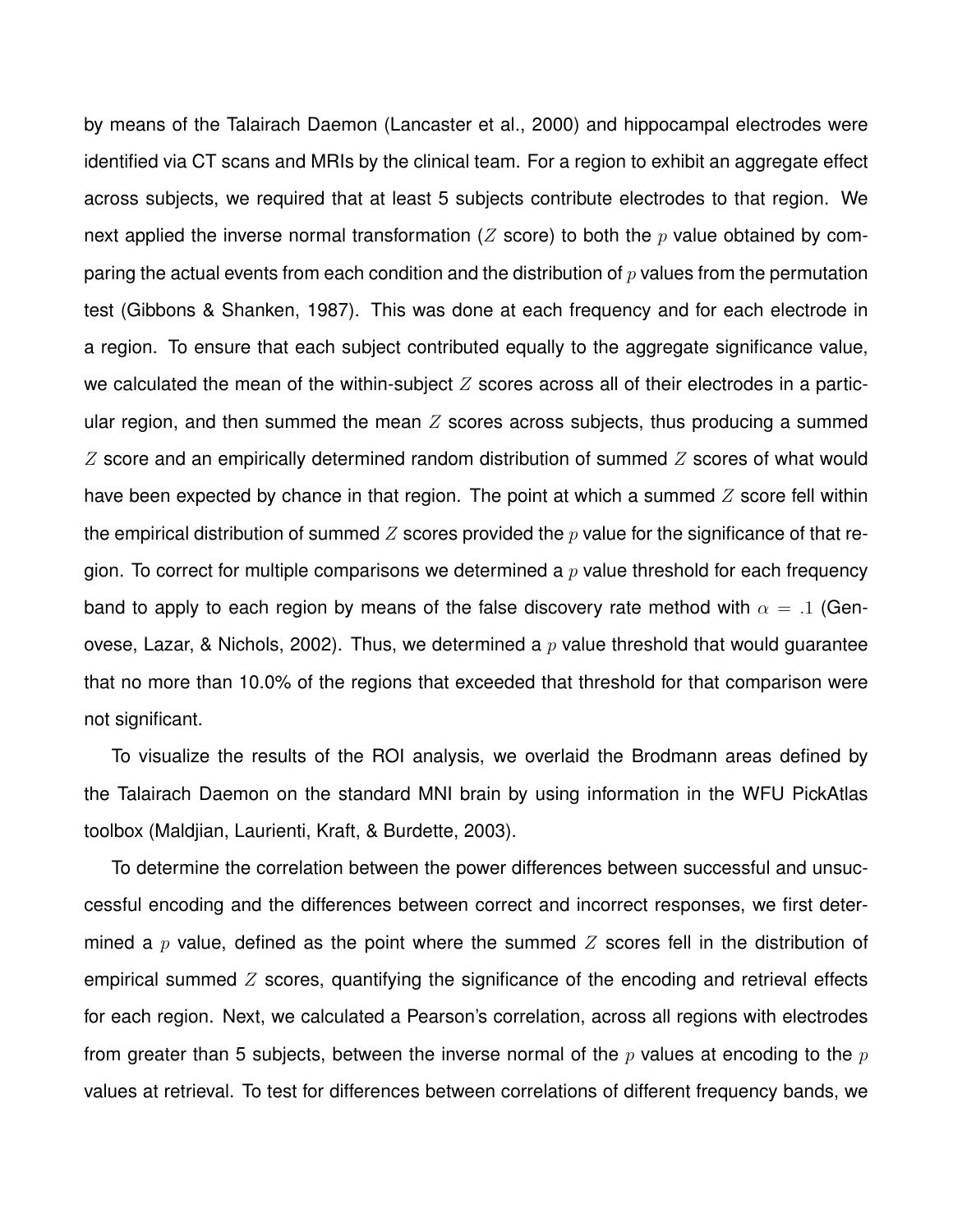by means of the Talairach Daemon (Lancaster et al., 2000) and hippocampal electrodes were identified via CT scans and MRIs by the clinical team. For a region to exhibit an aggregate effect across subjects, we required that at least 5 subjects contribute electrodes to that region. We next applied the inverse normal transformation ($Z$ score) to both the $p$ value obtained by comparing the actual events from each condition and the distribution of $p$ values from the permutation test (Gibbons & Shanken, 1987). This was done at each frequency and for each electrode in a region. To ensure that each subject contributed equally to the aggregate significance value, we calculated the mean of the within-subject $Z$ scores across all of their electrodes in a particular region, and then summed the mean $Z$ scores across subjects, thus producing a summed $Z$ score and an empirically determined random distribution of summed $Z$ scores of what would have been expected by chance in that region. The point at which a summed $Z$ score fell within the empirical distribution of summed $Z$ scores provided the $p$ value for the significance of that region. To correct for multiple comparisons we determined a $p$ value threshold for each frequency band to apply to each region by means of the false discovery rate method with $\alpha = .1$ (Genovese, Lazar, & Nichols, 2002). Thus, we determined a $p$ value threshold that would guarantee that no more than 10.0% of the regions that exceeded that threshold for that comparison were not significant.

To visualize the results of the ROI analysis, we overlaid the Brodmann areas defined by the Talairach Daemon on the standard MNI brain by using information in the WFU PickAtlas toolbox (Maldjian, Laurienti, Kraft, & Burdette, 2003).

To determine the correlation between the power differences between successful and unsuccessful encoding and the differences between correct and incorrect responses, we first determined a $p$ value, defined as the point where the summed $Z$ scores fell in the distribution of empirical summed $Z$ scores, quantifying the significance of the encoding and retrieval effects for each region. Next, we calculated a Pearson's correlation, across all regions with electrodes from greater than 5 subjects, between the inverse normal of the $p$ values at encoding to the $p$ values at retrieval. To test for differences between correlations of different frequency bands, we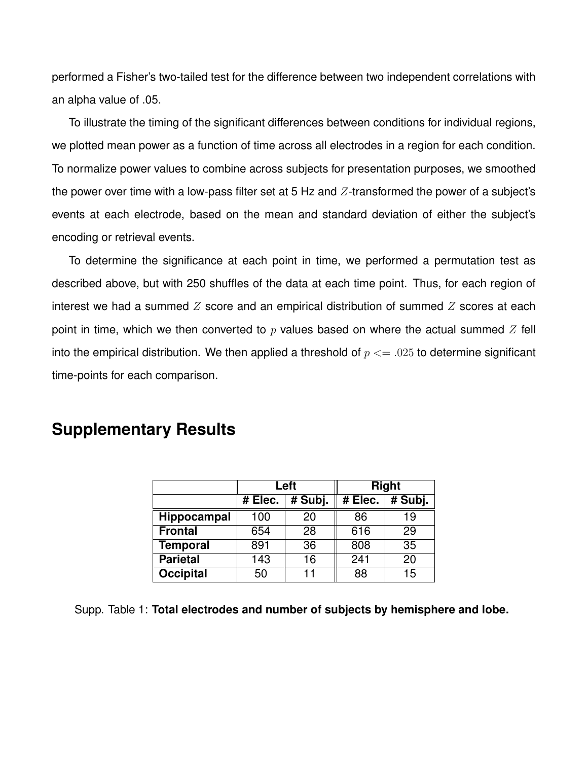performed a Fisher's two-tailed test for the difference between two independent correlations with an alpha value of .05.

To illustrate the timing of the significant differences between conditions for individual regions, we plotted mean power as a function of time across all electrodes in a region for each condition. To normalize power values to combine across subjects for presentation purposes, we smoothed the power over time with a low-pass filter set at 5 Hz and $Z$-transformed the power of a subject's events at each electrode, based on the mean and standard deviation of either the subject's encoding or retrieval events.

To determine the significance at each point in time, we performed a permutation test as described above, but with 250 shuffles of the data at each time point. Thus, for each region of interest we had a summed $Z$ score and an empirical distribution of summed $Z$ scores at each point in time, which we then converted to $p$ values based on where the actual summed $Z$ fell into the empirical distribution. We then applied a threshold of $p <= .025$ to determine significant time-points for each comparison.

# Supplementary Results

| | **Left** | | **Right** | |
|---|---|---|---|---|
| | **# Elec.** | **# Subj.** | **# Elec.** | **# Subj.** |
| **Hippocampal** | 100 | 20 | 86 | 19 |
| **Frontal** | 654 | 28 | 616 | 29 |
| **Temporal** | 891 | 36 | 808 | 35 |
| **Parietal** | 143 | 16 | 241 | 20 |
| **Occipital** | 50 | 11 | 88 | 15 |

Supp. Table 1: **Total electrodes and number of subjects by hemisphere and lobe.**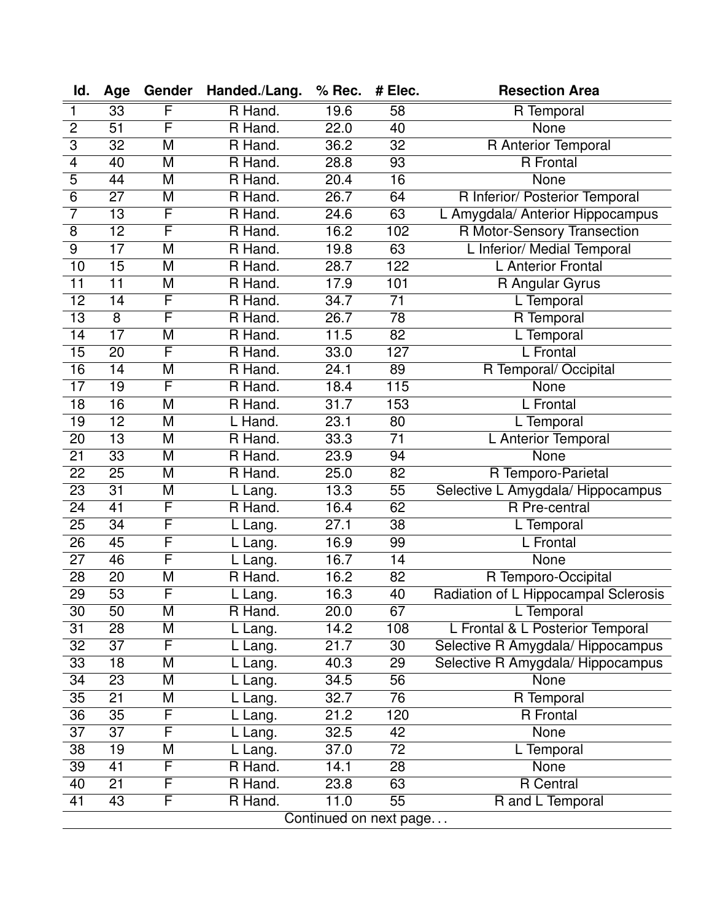| Id. | Age | Gender | Handed./Lang. | % Rec. | # Elec. | Resection Area |
|---|---|---|---|---|---|---|
| 1 | 33 | F | R Hand. | 19.6 | 58 | R Temporal |
| 2 | 51 | F | R Hand. | 22.0 | 40 | None |
| 3 | 32 | M | R Hand. | 36.2 | 32 | R Anterior Temporal |
| 4 | 40 | M | R Hand. | 28.8 | 93 | R Frontal |
| 5 | 44 | M | R Hand. | 20.4 | 16 | None |
| 6 | 27 | M | R Hand. | 26.7 | 64 | R Inferior/ Posterior Temporal |
| 7 | 13 | F | R Hand. | 24.6 | 63 | L Amygdala/ Anterior Hippocampus |
| 8 | 12 | F | R Hand. | 16.2 | 102 | R Motor-Sensory Transection |
| 9 | 17 | M | R Hand. | 19.8 | 63 | L Inferior/ Medial Temporal |
| 10 | 15 | M | R Hand. | 28.7 | 122 | L Anterior Frontal |
| 11 | 11 | M | R Hand. | 17.9 | 101 | R Angular Gyrus |
| 12 | 14 | F | R Hand. | 34.7 | 71 | L Temporal |
| 13 | 8 | F | R Hand. | 26.7 | 78 | R Temporal |
| 14 | 17 | M | R Hand. | 11.5 | 82 | L Temporal |
| 15 | 20 | F | R Hand. | 33.0 | 127 | L Frontal |
| 16 | 14 | M | R Hand. | 24.1 | 89 | R Temporal/ Occipital |
| 17 | 19 | F | R Hand. | 18.4 | 115 | None |
| 18 | 16 | M | R Hand. | 31.7 | 153 | L Frontal |
| 19 | 12 | M | L Hand. | 23.1 | 80 | L Temporal |
| 20 | 13 | M | R Hand. | 33.3 | 71 | L Anterior Temporal |
| 21 | 33 | M | R Hand. | 23.9 | 94 | None |
| 22 | 25 | M | R Hand. | 25.0 | 82 | R Temporo-Parietal |
| 23 | 31 | M | L Lang. | 13.3 | 55 | Selective L Amygdala/ Hippocampus |
| 24 | 41 | F | R Hand. | 16.4 | 62 | R Pre-central |
| 25 | 34 | F | L Lang. | 27.1 | 38 | L Temporal |
| 26 | 45 | F | L Lang. | 16.9 | 99 | L Frontal |
| 27 | 46 | F | L Lang. | 16.7 | 14 | None |
| 28 | 20 | M | R Hand. | 16.2 | 82 | R Temporo-Occipital |
| 29 | 53 | F | L Lang. | 16.3 | 40 | Radiation of L Hippocampal Sclerosis |
| 30 | 50 | M | R Hand. | 20.0 | 67 | L Temporal |
| 31 | 28 | M | L Lang. | 14.2 | 108 | L Frontal & L Posterior Temporal |
| 32 | 37 | F | L Lang. | 21.7 | 30 | Selective R Amygdala/ Hippocampus |
| 33 | 18 | M | L Lang. | 40.3 | 29 | Selective R Amygdala/ Hippocampus |
| 34 | 23 | M | L Lang. | 34.5 | 56 | None |
| 35 | 21 | M | L Lang. | 32.7 | 76 | R Temporal |
| 36 | 35 | F | L Lang. | 21.2 | 120 | R Frontal |
| 37 | 37 | F | L Lang. | 32.5 | 42 | None |
| 38 | 19 | M | L Lang. | 37.0 | 72 | L Temporal |
| 39 | 41 | F | R Hand. | 14.1 | 28 | None |
| 40 | 21 | F | R Hand. | 23.8 | 63 | R Central |
| 41 | 43 | F | R Hand. | 11.0 | 55 | R and L Temporal |

Continued on next page...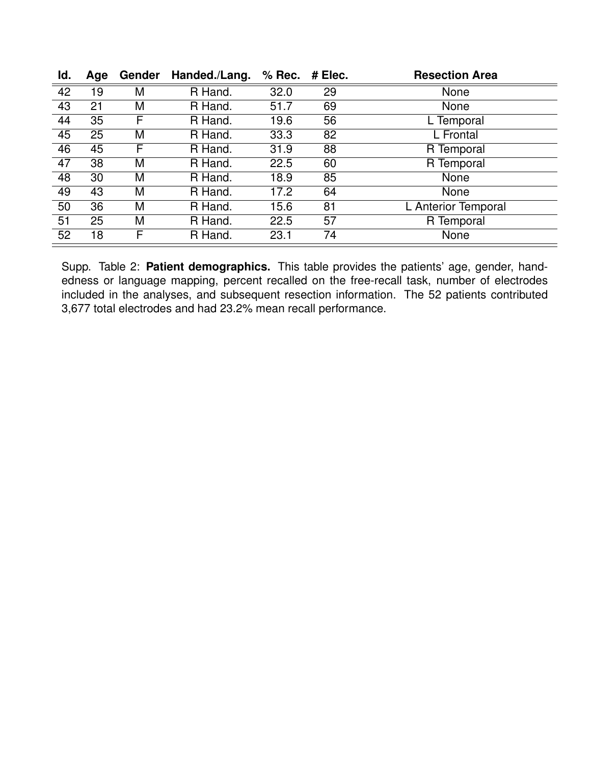| Id. | Age | Gender | Handed./Lang. | % Rec. | # Elec. | Resection Area |
| --- | --- | --- | --- | --- | --- | --- |
| 42 | 19 | M | R Hand. | 32.0 | 29 | None |
| 43 | 21 | M | R Hand. | 51.7 | 69 | None |
| 44 | 35 | F | R Hand. | 19.6 | 56 | L Temporal |
| 45 | 25 | M | R Hand. | 33.3 | 82 | L Frontal |
| 46 | 45 | F | R Hand. | 31.9 | 88 | R Temporal |
| 47 | 38 | M | R Hand. | 22.5 | 60 | R Temporal |
| 48 | 30 | M | R Hand. | 18.9 | 85 | None |
| 49 | 43 | M | R Hand. | 17.2 | 64 | None |
| 50 | 36 | M | R Hand. | 15.6 | 81 | L Anterior Temporal |
| 51 | 25 | M | R Hand. | 22.5 | 57 | R Temporal |
| 52 | 18 | F | R Hand. | 23.1 | 74 | None |

Supp. Table 2: **Patient demographics.** This table provides the patients' age, gender, handedness or language mapping, percent recalled on the free-recall task, number of electrodes included in the analyses, and subsequent resection information. The 52 patients contributed 3,677 total electrodes and had 23.2% mean recall performance.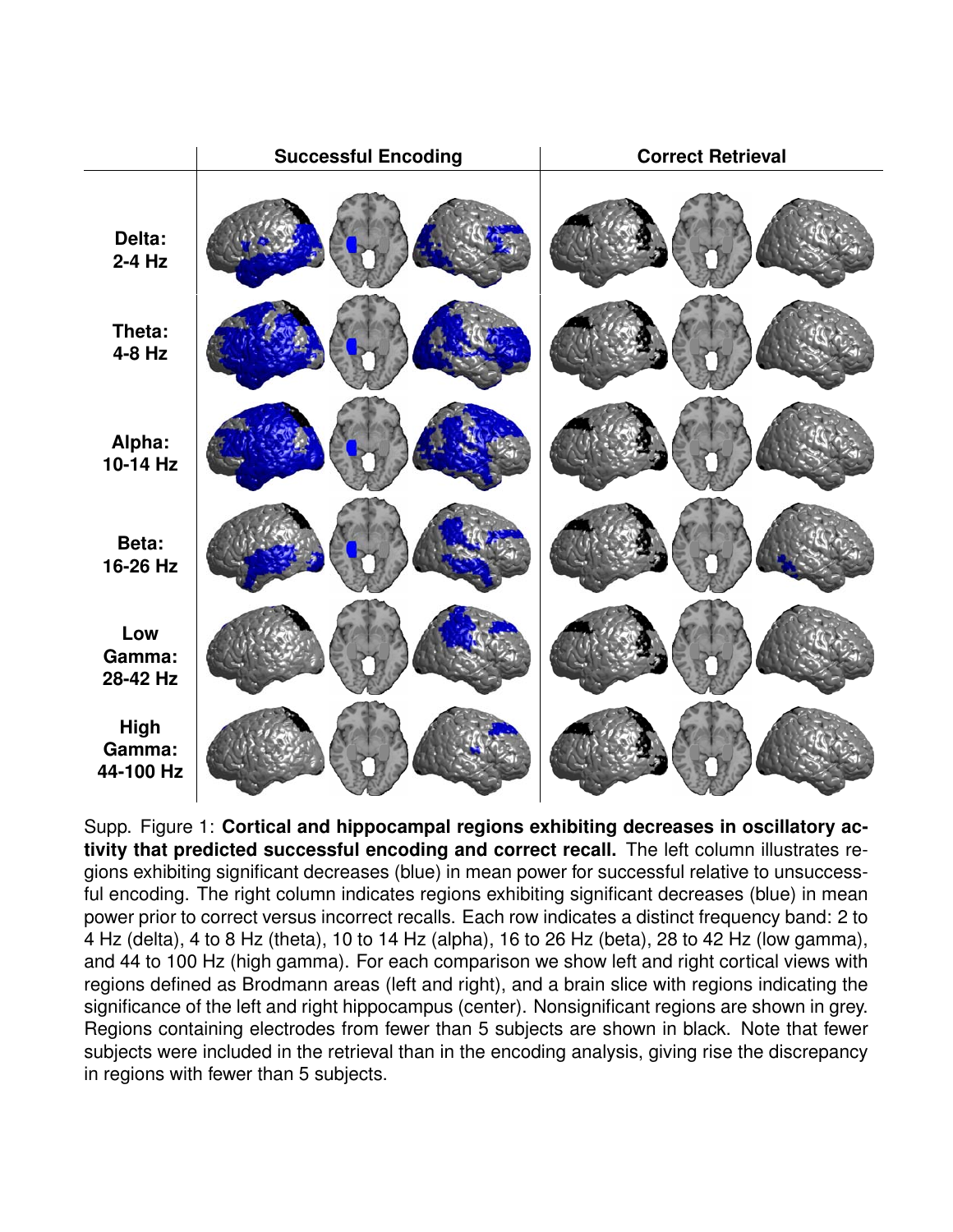Supp. Figure 1: **Cortical and hippocampal regions exhibiting decreases in oscillatory activity that predicted successful encoding and correct recall.** The left column illustrates regions exhibiting significant decreases (blue) in mean power for successful relative to unsuccessful encoding. The right column indicates regions exhibiting significant decreases (blue) in mean power prior to correct versus incorrect recalls. Each row indicates a distinct frequency band: 2 to 4 Hz (delta), 4 to 8 Hz (theta), 10 to 14 Hz (alpha), 16 to 26 Hz (beta), 28 to 42 Hz (low gamma), and 44 to 100 Hz (high gamma). For each comparison we show left and right cortical views with regions defined as Brodmann areas (left and right), and a brain slice with regions indicating the significance of the left and right hippocampus (center). Nonsignificant regions are shown in grey. Regions containing electrodes from fewer than 5 subjects are shown in black. Note that fewer subjects were included in the retrieval than in the encoding analysis, giving rise the discrepancy in regions with fewer than 5 subjects.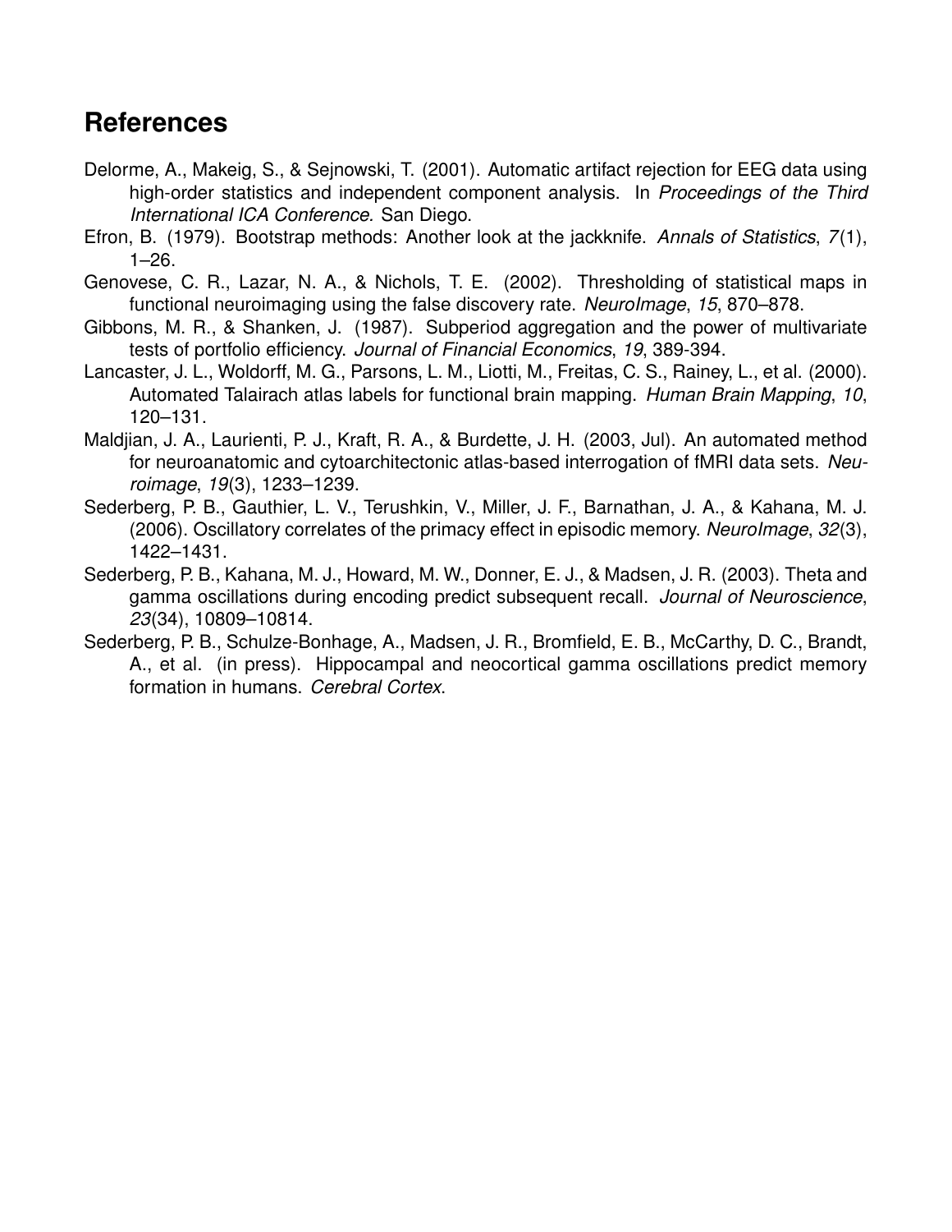## References

Delorme, A., Makeig, S., & Sejnowski, T. (2001). Automatic artifact rejection for EEG data using high-order statistics and independent component analysis. In *Proceedings of the Third International ICA Conference.* San Diego.

Efron, B. (1979). Bootstrap methods: Another look at the jackknife. *Annals of Statistics*, *7*(1), 1–26.

Genovese, C. R., Lazar, N. A., & Nichols, T. E. (2002). Thresholding of statistical maps in functional neuroimaging using the false discovery rate. *NeuroImage*, *15*, 870–878.

Gibbons, M. R., & Shanken, J. (1987). Subperiod aggregation and the power of multivariate tests of portfolio efficiency. *Journal of Financial Economics*, *19*, 389-394.

Lancaster, J. L., Woldorff, M. G., Parsons, L. M., Liotti, M., Freitas, C. S., Rainey, L., et al. (2000). Automated Talairach atlas labels for functional brain mapping. *Human Brain Mapping*, *10*, 120–131.

Maldjian, J. A., Laurienti, P. J., Kraft, R. A., & Burdette, J. H. (2003, Jul). An automated method for neuroanatomic and cytoarchitectonic atlas-based interrogation of fMRI data sets. *Neuroimage*, *19*(3), 1233–1239.

Sederberg, P. B., Gauthier, L. V., Terushkin, V., Miller, J. F., Barnathan, J. A., & Kahana, M. J. (2006). Oscillatory correlates of the primacy effect in episodic memory. *NeuroImage*, *32*(3), 1422–1431.

Sederberg, P. B., Kahana, M. J., Howard, M. W., Donner, E. J., & Madsen, J. R. (2003). Theta and gamma oscillations during encoding predict subsequent recall. *Journal of Neuroscience*, *23*(34), 10809–10814.

Sederberg, P. B., Schulze-Bonhage, A., Madsen, J. R., Bromfield, E. B., McCarthy, D. C., Brandt, A., et al. (in press). Hippocampal and neocortical gamma oscillations predict memory formation in humans. *Cerebral Cortex*.